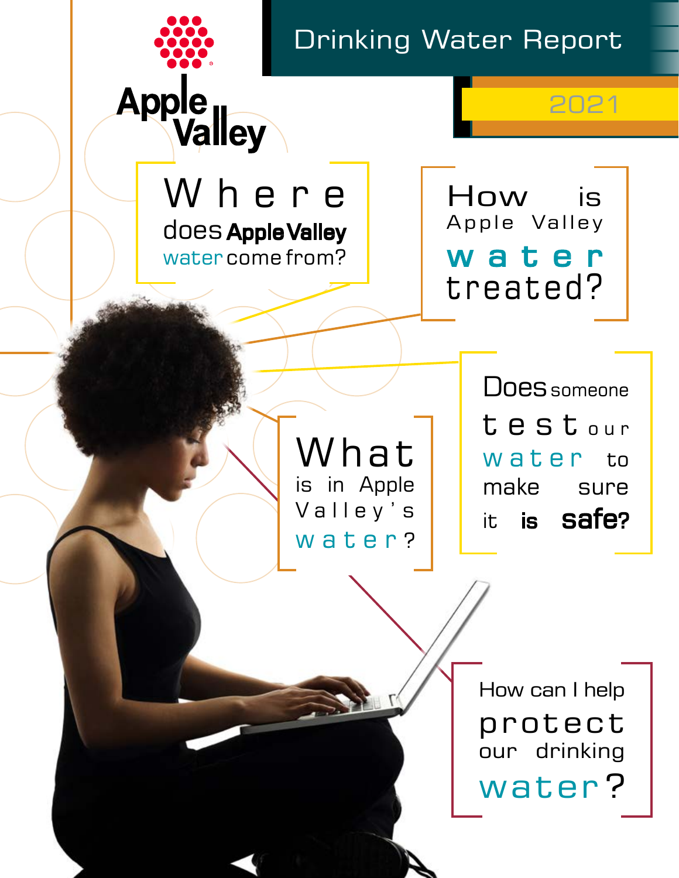Apple Valley

# Drinking Water Report

## 2021

Where does Apple Valley water come from?

How is Apple Valley water treated?

Does someone test our water to make sure it is safe?

What is in Apple Valley's water?

How can I help protect our drinking water?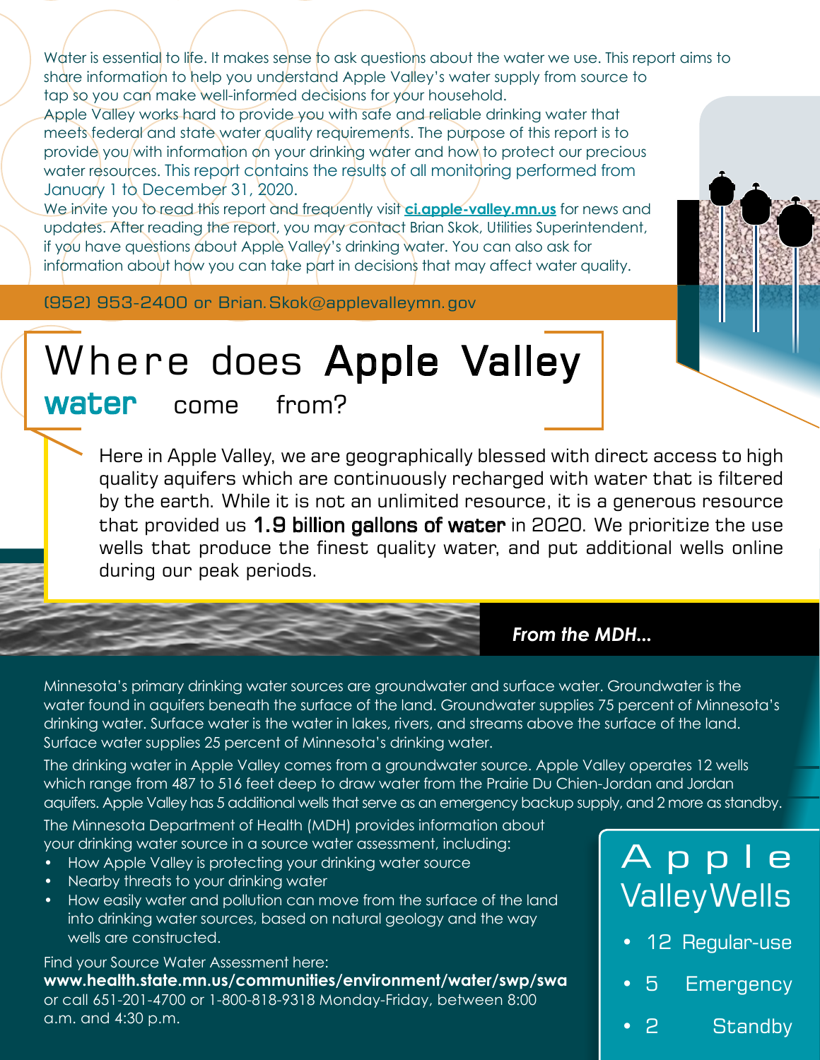Water is essential to life. It makes sense to ask questions about the water we use. This report aims to share information to help you understand Apple Valley's water supply from source to tap so you can make well-informed decisions for your household.

Apple Valley works hard to provide you with safe and reliable drinking water that meets federal and state water quality requirements. The purpose of this report is to provide you with information on your drinking water and how to protect our precious water resources. This report contains the results of all monitoring performed from January 1 to December 31, 2020.

We invite you to read this report and frequently visit **ci.apple-valley.mn.us** for news and updates. After reading the report, you may contact Brian Skok, Utilities Superintendent, if you have questions about Apple Valley's drinking water. You can also ask for information about how you can take part in decisions that may affect water quality.

(952) 953-2400 or Brian.Skok@applevalleymn.gov

# Where does Apple Valley water come from?

Here in Apple Valley, we are geographically blessed with direct access to high quality aquifers which are continuously recharged with water that is filtered by the earth. While it is not an unlimited resource, it is a generous resource that provided us **1.9 billion gallons of water** in 2020. We prioritize the use wells that produce the finest quality water, and put additional wells online during our peak periods.

### *From the MDH...*

Minnesota's primary drinking water sources are groundwater and surface water. Groundwater is the water found in aquifers beneath the surface of the land. Groundwater supplies 75 percent of Minnesota's drinking water. Surface water is the water in lakes, rivers, and streams above the surface of the land. Surface water supplies 25 percent of Minnesota's drinking water.

The drinking water in Apple Valley comes from a groundwater source. Apple Valley operates 12 wells which range from 487 to 516 feet deep to draw water from the Prairie Du Chien-Jordan and Jordan aquifers. Apple Valley has 5 additional wells that serve as an emergency backup supply, and 2 more as standby.

The Minnesota Department of Health (MDH) provides information about your drinking water source in a source water assessment, including:

- How Apple Valley is protecting your drinking water source
- Nearby threats to your drinking water
- How easily water and pollution can move from the surface of the land into drinking water sources, based on natural geology and the way wells are constructed.

Find your Source Water Assessment here:
**www.health.state.mn.us/communities/environment/water/swp/swa**
or call 651-201-4700 or 1-800-818-9318 Monday-Friday, between 8:00 a.m. and 4:30 p.m.

## Apple Valley Wells

- 12 Regular-use
- 5 Emergency
- 2 Standby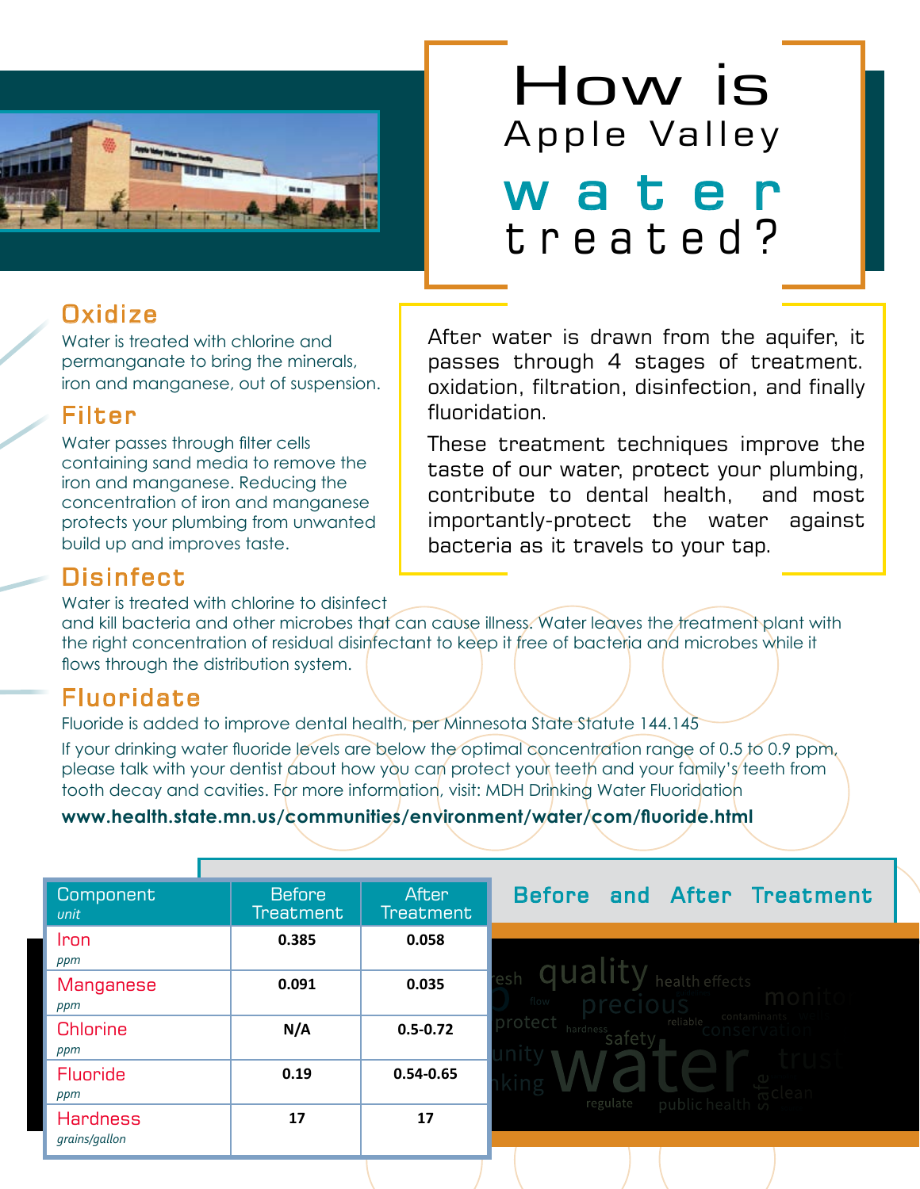# How is Apple Valley water treated?

After water is drawn from the aquifer, it passes through 4 stages of treatment. oxidation, filtration, disinfection, and finally fluoridation.

These treatment techniques improve the taste of our water, protect your plumbing, contribute to dental health, and most importantly-protect the water against bacteria as it travels to your tap.

## Oxidize

Water is treated with chlorine and permanganate to bring the minerals, iron and manganese, out of suspension.

## Filter

Water passes through filter cells containing sand media to remove the iron and manganese. Reducing the concentration of iron and manganese protects your plumbing from unwanted build up and improves taste.

## Disinfect

Water is treated with chlorine to disinfect and kill bacteria and other microbes that can cause illness. Water leaves the treatment plant with the right concentration of residual disinfectant to keep it free of bacteria and microbes while it flows through the distribution system.

## Fluoridate

Fluoride is added to improve dental health, per Minnesota State Statute 144.145

If your drinking water fluoride levels are below the optimal concentration range of 0.5 to 0.9 ppm, please talk with your dentist about how you can protect your teeth and your family's teeth from tooth decay and cavities. For more information, visit: MDH Drinking Water Fluoridation

**www.health.state.mn.us/communities/environment/water/com/fluoride.html**

## Before and After Treatment

| Component *unit* | Before Treatment | After Treatment |
|---|---|---|
| Iron *ppm* | 0.385 | 0.058 |
| Manganese *ppm* | 0.091 | 0.035 |
| Chlorine *ppm* | N/A | 0.5-0.72 |
| Fluoride *ppm* | 0.19 | 0.54-0.65 |
| Hardness *grains/gallon* | 17 | 17 |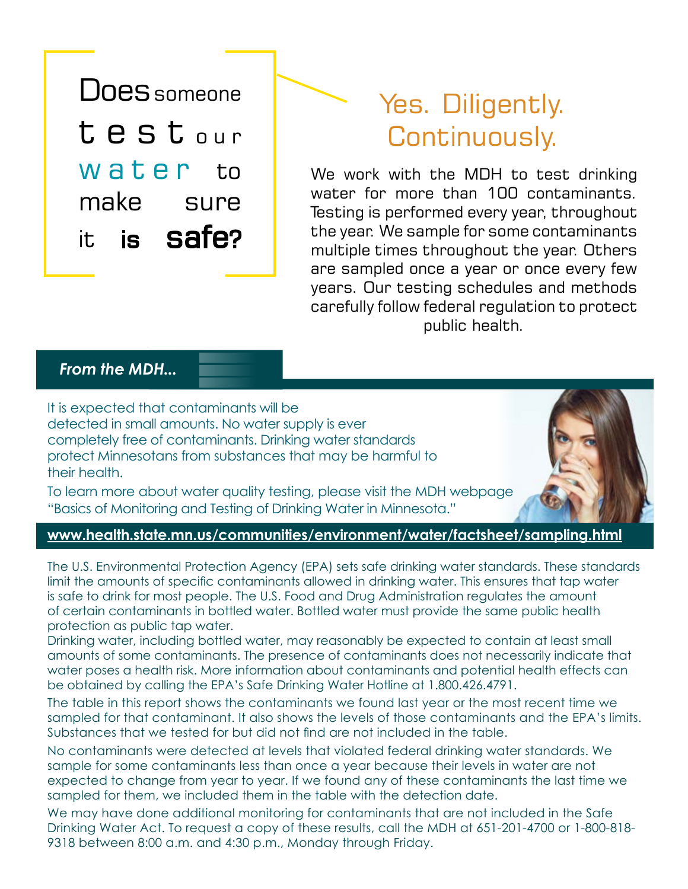# Does someone test our water to make sure it is safe?

## Yes. Diligently. Continuously.

We work with the MDH to test drinking water for more than 100 contaminants. Testing is performed every year, throughout the year. We sample for some contaminants multiple times throughout the year. Others are sampled once a year or once every few years. Our testing schedules and methods carefully follow federal regulation to protect public health.

### *From the MDH...*

It is expected that contaminants will be detected in small amounts. No water supply is ever completely free of contaminants. Drinking water standards protect Minnesotans from substances that may be harmful to their health.

To learn more about water quality testing, please visit the MDH webpage "Basics of Monitoring and Testing of Drinking Water in Minnesota."

**www.health.state.mn.us/communities/environment/water/factsheet/sampling.html**

The U.S. Environmental Protection Agency (EPA) sets safe drinking water standards. These standards limit the amounts of specific contaminants allowed in drinking water. This ensures that tap water is safe to drink for most people. The U.S. Food and Drug Administration regulates the amount of certain contaminants in bottled water. Bottled water must provide the same public health protection as public tap water.

Drinking water, including bottled water, may reasonably be expected to contain at least small amounts of some contaminants. The presence of contaminants does not necessarily indicate that water poses a health risk. More information about contaminants and potential health effects can be obtained by calling the EPA's Safe Drinking Water Hotline at 1.800.426.4791.

The table in this report shows the contaminants we found last year or the most recent time we sampled for that contaminant. It also shows the levels of those contaminants and the EPA's limits. Substances that we tested for but did not find are not included in the table.

No contaminants were detected at levels that violated federal drinking water standards. We sample for some contaminants less than once a year because their levels in water are not expected to change from year to year. If we found any of these contaminants the last time we sampled for them, we included them in the table with the detection date.

We may have done additional monitoring for contaminants that are not included in the Safe Drinking Water Act. To request a copy of these results, call the MDH at 651-201-4700 or 1-800-818-9318 between 8:00 a.m. and 4:30 p.m., Monday through Friday.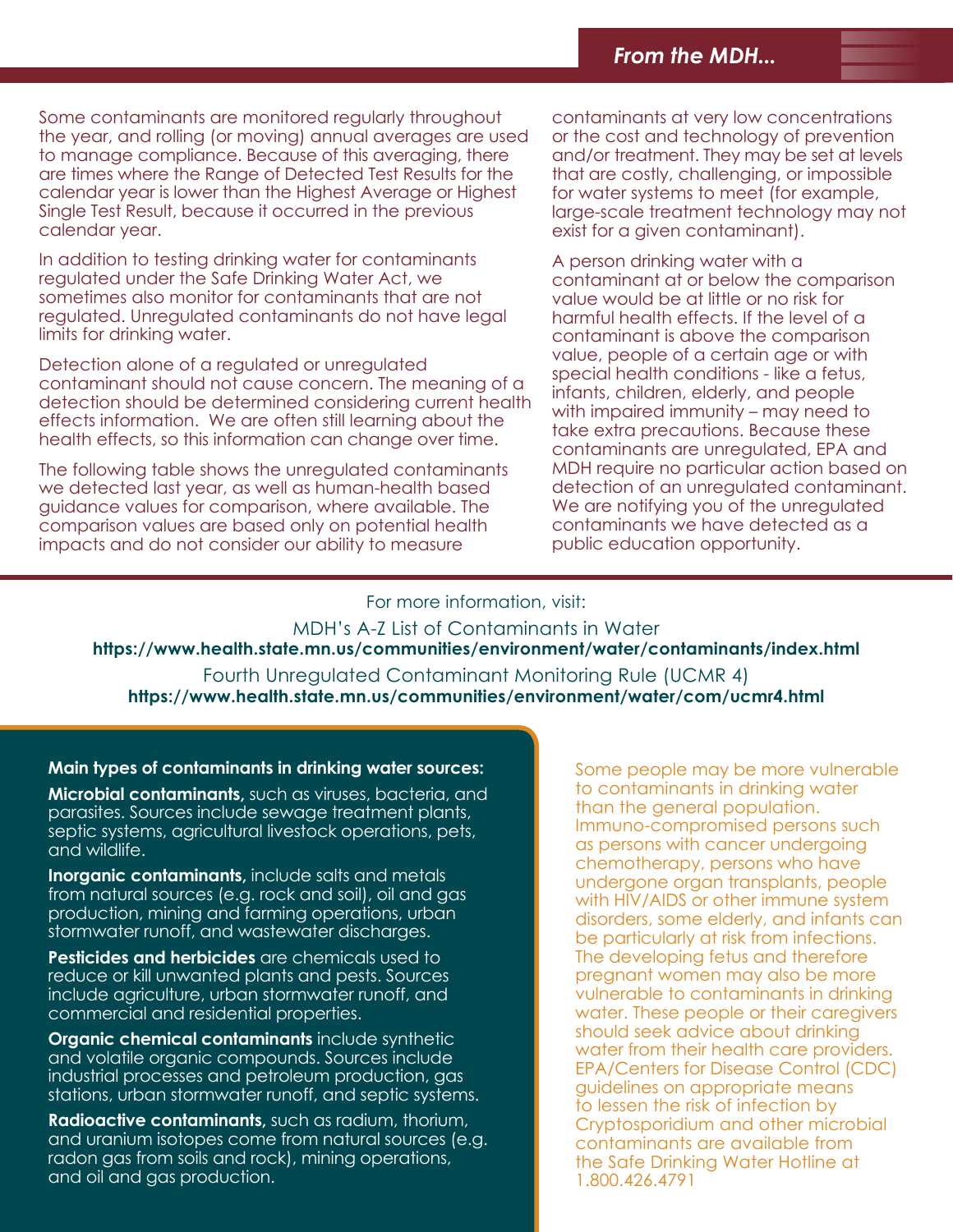## *From the MDH...*

Some contaminants are monitored regularly throughout the year, and rolling (or moving) annual averages are used to manage compliance. Because of this averaging, there are times where the Range of Detected Test Results for the calendar year is lower than the Highest Average or Highest Single Test Result, because it occurred in the previous calendar year.

In addition to testing drinking water for contaminants regulated under the Safe Drinking Water Act, we sometimes also monitor for contaminants that are not regulated. Unregulated contaminants do not have legal limits for drinking water.

Detection alone of a regulated or unregulated contaminant should not cause concern. The meaning of a detection should be determined considering current health effects information. We are often still learning about the health effects, so this information can change over time.

The following table shows the unregulated contaminants we detected last year, as well as human-health based guidance values for comparison, where available. The comparison values are based only on potential health impacts and do not consider our ability to measure contaminants at very low concentrations or the cost and technology of prevention and/or treatment. They may be set at levels that are costly, challenging, or impossible for water systems to meet (for example, large-scale treatment technology may not exist for a given contaminant).

A person drinking water with a contaminant at or below the comparison value would be at little or no risk for harmful health effects. If the level of a contaminant is above the comparison value, people of a certain age or with special health conditions - like a fetus, infants, children, elderly, and people with impaired immunity – may need to take extra precautions. Because these contaminants are unregulated, EPA and MDH require no particular action based on detection of an unregulated contaminant. We are notifying you of the unregulated contaminants we have detected as a public education opportunity.

For more information, visit:

MDH's A-Z List of Contaminants in Water
**https://www.health.state.mn.us/communities/environment/water/contaminants/index.html**

Fourth Unregulated Contaminant Monitoring Rule (UCMR 4)
**https://www.health.state.mn.us/communities/environment/water/com/ucmr4.html**

**Main types of contaminants in drinking water sources:**

**Microbial contaminants,** such as viruses, bacteria, and parasites. Sources include sewage treatment plants, septic systems, agricultural livestock operations, pets, and wildlife.

**Inorganic contaminants,** include salts and metals from natural sources (e.g. rock and soil), oil and gas production, mining and farming operations, urban stormwater runoff, and wastewater discharges.

**Pesticides and herbicides** are chemicals used to reduce or kill unwanted plants and pests. Sources include agriculture, urban stormwater runoff, and commercial and residential properties.

**Organic chemical contaminants** include synthetic and volatile organic compounds. Sources include industrial processes and petroleum production, gas stations, urban stormwater runoff, and septic systems.

**Radioactive contaminants,** such as radium, thorium, and uranium isotopes come from natural sources (e.g. radon gas from soils and rock), mining operations, and oil and gas production.

Some people may be more vulnerable to contaminants in drinking water than the general population. Immuno-compromised persons such as persons with cancer undergoing chemotherapy, persons who have undergone organ transplants, people with HIV/AIDS or other immune system disorders, some elderly, and infants can be particularly at risk from infections. The developing fetus and therefore pregnant women may also be more vulnerable to contaminants in drinking water. These people or their caregivers should seek advice about drinking water from their health care providers. EPA/Centers for Disease Control (CDC) guidelines on appropriate means to lessen the risk of infection by Cryptosporidium and other microbial contaminants are available from the Safe Drinking Water Hotline at 1.800.426.4791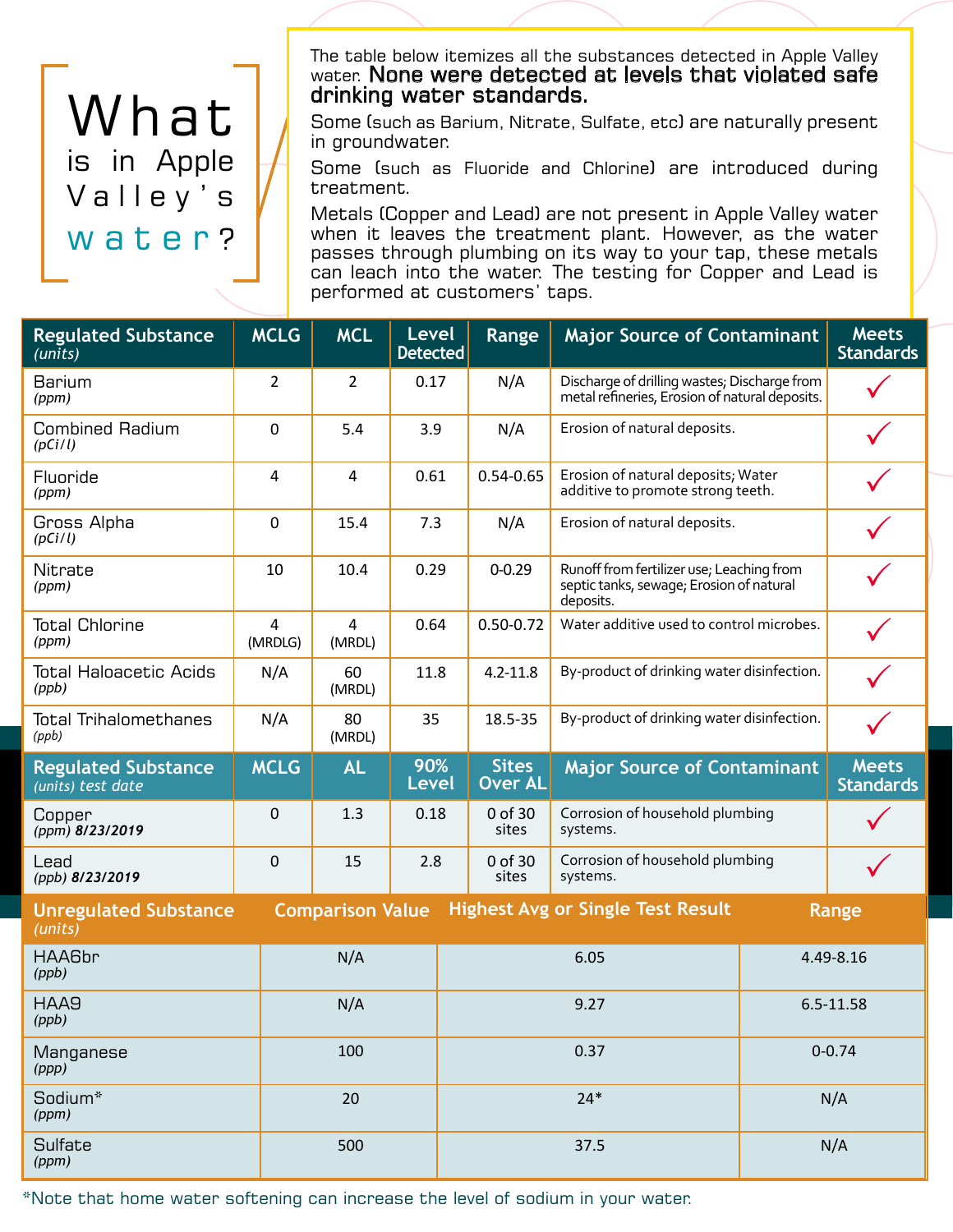# What is in Apple Valley's water?

The table below itemizes all the substances detected in Apple Valley water. **None were detected at levels that violated safe drinking water standards.**

Some (such as Barium, Nitrate, Sulfate, etc) are naturally present in groundwater.

Some (such as Fluoride and Chlorine) are introduced during treatment.

Metals (Copper and Lead) are not present in Apple Valley water when it leaves the treatment plant. However, as the water passes through plumbing on its way to your tap, these metals can leach into the water. The testing for Copper and Lead is performed at customers' taps.

| Regulated Substance *(units)* | MCLG | MCL | Level Detected | Range | Major Source of Contaminant | Meets Standards |
|---|---|---|---|---|---|---|
| Barium *(ppm)* | 2 | 2 | 0.17 | N/A | Discharge of drilling wastes; Discharge from metal refineries, Erosion of natural deposits. | ✓ |
| Combined Radium *(pCi/l)* | 0 | 5.4 | 3.9 | N/A | Erosion of natural deposits. | ✓ |
| Fluoride *(ppm)* | 4 | 4 | 0.61 | 0.54-0.65 | Erosion of natural deposits; Water additive to promote strong teeth. | ✓ |
| Gross Alpha *(pCi/l)* | 0 | 15.4 | 7.3 | N/A | Erosion of natural deposits. | ✓ |
| Nitrate *(ppm)* | 10 | 10.4 | 0.29 | 0-0.29 | Runoff from fertilizer use; Leaching from septic tanks, sewage; Erosion of natural deposits. | ✓ |
| Total Chlorine *(ppm)* | 4 (MRDLG) | 4 (MRDL) | 0.64 | 0.50-0.72 | Water additive used to control microbes. | ✓ |
| Total Haloacetic Acids *(ppb)* | N/A | 60 (MRDL) | 11.8 | 4.2-11.8 | By-product of drinking water disinfection. | ✓ |
| Total Trihalomethanes *(ppb)* | N/A | 80 (MRDL) | 35 | 18.5-35 | By-product of drinking water disinfection. | ✓ |

| Regulated Substance *(units) test date* | MCLG | AL | 90% Level | Sites Over AL | Major Source of Contaminant | Meets Standards |
|---|---|---|---|---|---|---|
| Copper *(ppm)* ***8/23/2019*** | 0 | 1.3 | 0.18 | 0 of 30 sites | Corrosion of household plumbing systems. | ✓ |
| Lead *(ppb)* ***8/23/2019*** | 0 | 15 | 2.8 | 0 of 30 sites | Corrosion of household plumbing systems. | ✓ |

| Unregulated Substance *(units)* | Comparison Value | Highest Avg or Single Test Result | Range |
|---|---|---|---|
| HAA6br *(ppb)* | N/A | 6.05 | 4.49-8.16 |
| HAA9 *(ppb)* | N/A | 9.27 | 6.5-11.58 |
| Manganese *(ppp)* | 100 | 0.37 | 0-0.74 |
| Sodium* *(ppm)* | 20 | 24* | N/A |
| Sulfate *(ppm)* | 500 | 37.5 | N/A |

*Note that home water softening can increase the level of sodium in your water.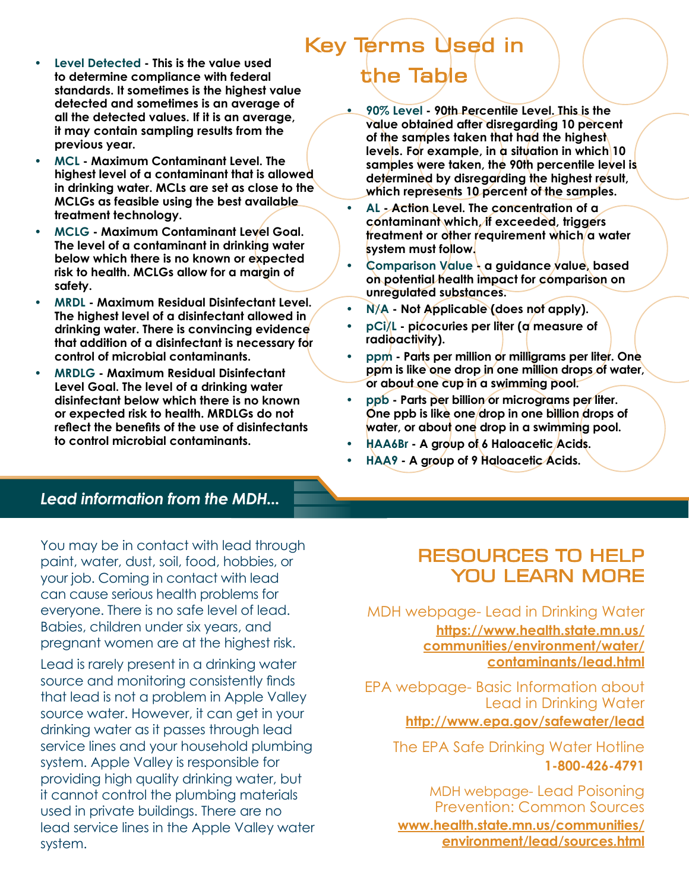## Key Terms Used in the Table

- **Level Detected - This is the value used to determine compliance with federal standards. It sometimes is the highest value detected and sometimes is an average of all the detected values. If it is an average, it may contain sampling results from the previous year.**
- **MCL - Maximum Contaminant Level. The highest level of a contaminant that is allowed in drinking water. MCLs are set as close to the MCLGs as feasible using the best available treatment technology.**
- **MCLG - Maximum Contaminant Level Goal. The level of a contaminant in drinking water below which there is no known or expected risk to health. MCLGs allow for a margin of safety.**
- **MRDL - Maximum Residual Disinfectant Level. The highest level of a disinfectant allowed in drinking water. There is convincing evidence that addition of a disinfectant is necessary for control of microbial contaminants.**
- **MRDLG - Maximum Residual Disinfectant Level Goal. The level of a drinking water disinfectant below which there is no known or expected risk to health. MRDLGs do not reflect the benefits of the use of disinfectants to control microbial contaminants.**
- **90% Level - 90th Percentile Level. This is the value obtained after disregarding 10 percent of the samples taken that had the highest levels. For example, in a situation in which 10 samples were taken, the 90th percentile level is determined by disregarding the highest result, which represents 10 percent of the samples.**
- **AL - Action Level. The concentration of a contaminant which, if exceeded, triggers treatment or other requirement which a water system must follow.**
- **Comparison Value - a guidance value, based on potential health impact for comparison on unregulated substances.**
- **N/A - Not Applicable (does not apply).**
- **pCi/L - picocuries per liter (a measure of radioactivity).**
- **ppm - Parts per million or milligrams per liter. One ppm is like one drop in one million drops of water, or about one cup in a swimming pool.**
- **ppb - Parts per billion or micrograms per liter. One ppb is like one drop in one billion drops of water, or about one drop in a swimming pool.**
- **HAA6Br - A group of 6 Haloacetic Acids.**
- **HAA9 - A group of 9 Haloacetic Acids.**

## *Lead information from the MDH...*

You may be in contact with lead through paint, water, dust, soil, food, hobbies, or your job. Coming in contact with lead can cause serious health problems for everyone. There is no safe level of lead. Babies, children under six years, and pregnant women are at the highest risk.

Lead is rarely present in a drinking water source and monitoring consistently finds that lead is not a problem in Apple Valley source water. However, it can get in your drinking water as it passes through lead service lines and your household plumbing system. Apple Valley is responsible for providing high quality drinking water, but it cannot control the plumbing materials used in private buildings. There are no lead service lines in the Apple Valley water system.

## RESOURCES TO HELP YOU LEARN MORE

MDH webpage- Lead in Drinking Water
**https://www.health.state.mn.us/communities/environment/water/contaminants/lead.html**

EPA webpage- Basic Information about Lead in Drinking Water
**http://www.epa.gov/safewater/lead**

The EPA Safe Drinking Water Hotline
**1-800-426-4791**

MDH webpage- Lead Poisoning Prevention: Common Sources
**www.health.state.mn.us/communities/environment/lead/sources.html**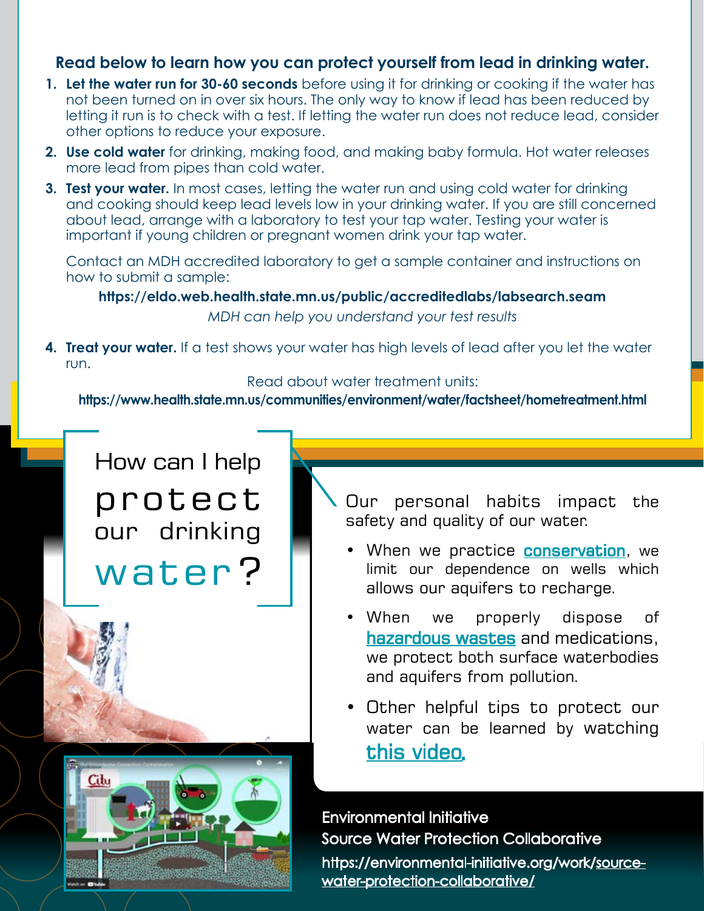**Read below to learn how you can protect yourself from lead in drinking water.**

1. **Let the water run for 30-60 seconds** before using it for drinking or cooking if the water has not been turned on in over six hours. The only way to know if lead has been reduced by letting it run is to check with a test. If letting the water run does not reduce lead, consider other options to reduce your exposure.
2. **Use cold water** for drinking, making food, and making baby formula. Hot water releases more lead from pipes than cold water.
3. **Test your water.** In most cases, letting the water run and using cold water for drinking and cooking should keep lead levels low in your drinking water. If you are still concerned about lead, arrange with a laboratory to test your tap water. Testing your water is important if young children or pregnant women drink your tap water.

   Contact an MDH accredited laboratory to get a sample container and instructions on how to submit a sample:

   **https://eldo.web.health.state.mn.us/public/accreditedlabs/labsearch.seam**

   *MDH can help you understand your test results*

4. **Treat your water.** If a test shows your water has high levels of lead after you let the water run.

   Read about water treatment units:

   **https://www.health.state.mn.us/communities/environment/water/factsheet/hometreatment.html**

## How can I help protect our drinking water?

Our personal habits impact the safety and quality of our water.

- When we practice [conservation](), we limit our dependence on wells which allows our aquifers to recharge.
- When we properly dispose of [hazardous wastes]() and medications, we protect both surface waterbodies and aquifers from pollution.
- Other helpful tips to protect our water can be learned by watching [this video]().

Environmental Initiative
Source Water Protection Collaborative
https://environmental-initiative.org/work/source-water-protection-collaborative/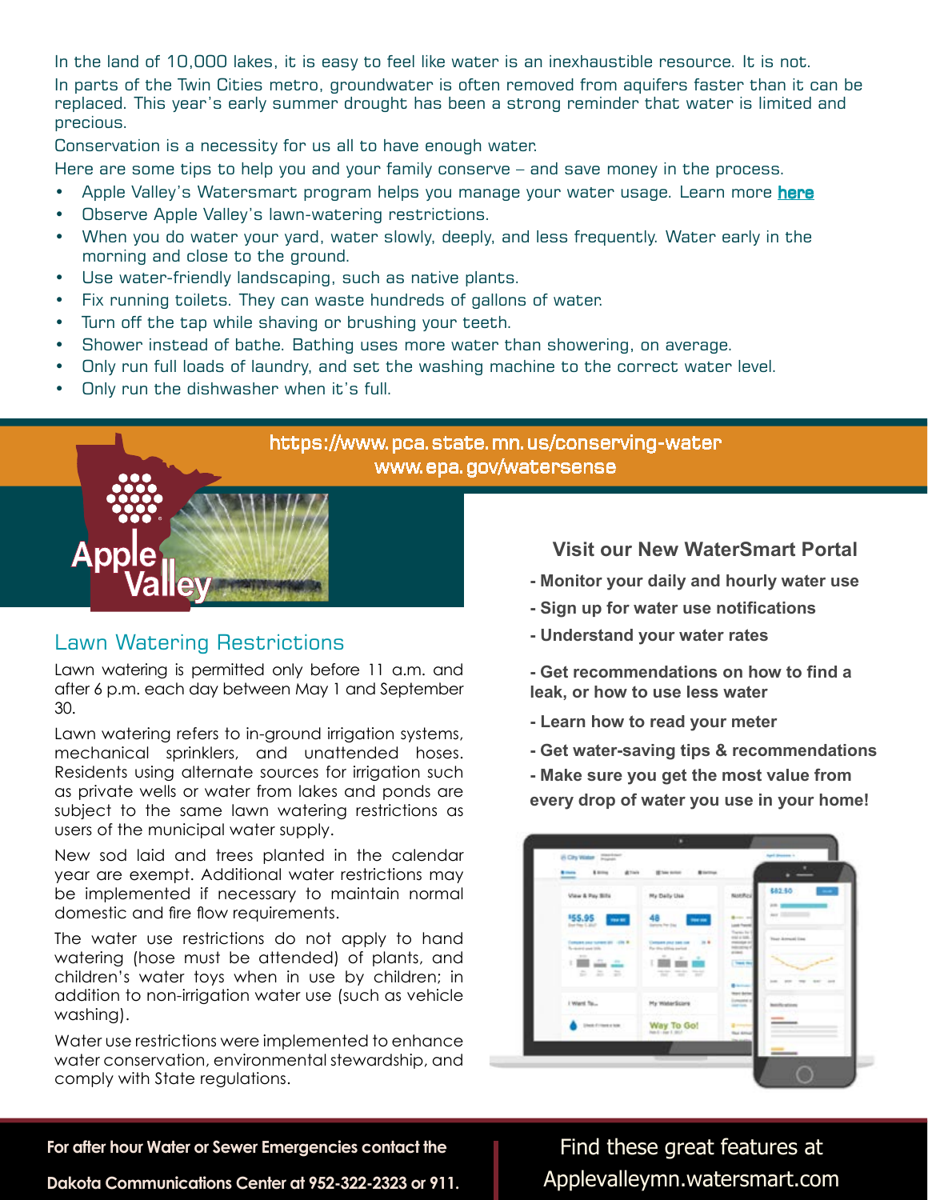In the land of 10,000 lakes, it is easy to feel like water is an inexhaustible resource. It is not.

In parts of the Twin Cities metro, groundwater is often removed from aquifers faster than it can be replaced. This year's early summer drought has been a strong reminder that water is limited and precious.

Conservation is a necessity for us all to have enough water.

Here are some tips to help you and your family conserve – and save money in the process.

- Apple Valley's Watersmart program helps you manage your water usage. Learn more **here**
- Observe Apple Valley's lawn-watering restrictions.
- When you do water your yard, water slowly, deeply, and less frequently. Water early in the morning and close to the ground.
- Use water-friendly landscaping, such as native plants.
- Fix running toilets. They can waste hundreds of gallons of water.
- Turn off the tap while shaving or brushing your teeth.
- Shower instead of bathe. Bathing uses more water than showering, on average.
- Only run full loads of laundry, and set the washing machine to the correct water level.
- Only run the dishwasher when it's full.

https://www.pca.state.mn.us/conserving-water
www.epa.gov/watersense

## Lawn Watering Restrictions

Lawn watering is permitted only before 11 a.m. and after 6 p.m. each day between May 1 and September 30.

Lawn watering refers to in-ground irrigation systems, mechanical sprinklers, and unattended hoses. Residents using alternate sources for irrigation such as private wells or water from lakes and ponds are subject to the same lawn watering restrictions as users of the municipal water supply.

New sod laid and trees planted in the calendar year are exempt. Additional water restrictions may be implemented if necessary to maintain normal domestic and fire flow requirements.

The water use restrictions do not apply to hand watering (hose must be attended) of plants, and children's water toys when in use by children; in addition to non-irrigation water use (such as vehicle washing).

Water use restrictions were implemented to enhance water conservation, environmental stewardship, and comply with State regulations.

## Visit our New WaterSmart Portal

**- Monitor your daily and hourly water use**

**- Sign up for water use notifications**

**- Understand your water rates**

**- Get recommendations on how to find a leak, or how to use less water**

**- Learn how to read your meter**

**- Get water-saving tips & recommendations**

**- Make sure you get the most value from every drop of water you use in your home!**

**For after hour Water or Sewer Emergencies contact the Dakota Communications Center at 952-322-2323 or 911.**

Find these great features at Applevalleymn.watersmart.com